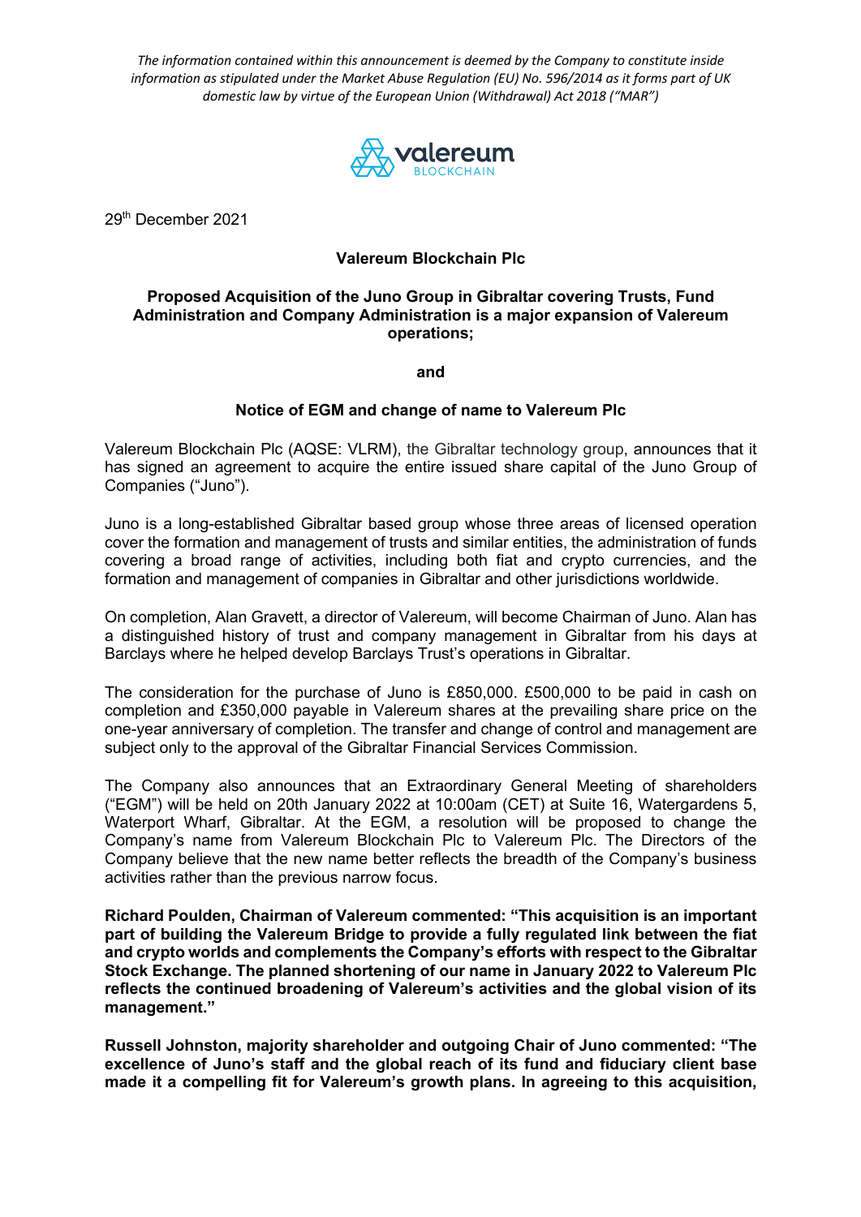*The information contained within this announcement is deemed by the Company to constitute inside information as stipulated under the Market Abuse Regulation (EU) No. 596/2014 as it forms part of UK domestic law by virtue of the European Union (Withdrawal) Act 2018 ("MAR")*

29th December 2021

**Valereum Blockchain Plc**

**Proposed Acquisition of the Juno Group in Gibraltar covering Trusts, Fund Administration and Company Administration is a major expansion of Valereum operations;**

**and**

**Notice of EGM and change of name to Valereum Plc**

Valereum Blockchain Plc (AQSE: VLRM), the Gibraltar technology group, announces that it has signed an agreement to acquire the entire issued share capital of the Juno Group of Companies ("Juno").

Juno is a long-established Gibraltar based group whose three areas of licensed operation cover the formation and management of trusts and similar entities, the administration of funds covering a broad range of activities, including both fiat and crypto currencies, and the formation and management of companies in Gibraltar and other jurisdictions worldwide.

On completion, Alan Gravett, a director of Valereum, will become Chairman of Juno. Alan has a distinguished history of trust and company management in Gibraltar from his days at Barclays where he helped develop Barclays Trust's operations in Gibraltar.

The consideration for the purchase of Juno is £850,000. £500,000 to be paid in cash on completion and £350,000 payable in Valereum shares at the prevailing share price on the one-year anniversary of completion. The transfer and change of control and management are subject only to the approval of the Gibraltar Financial Services Commission.

The Company also announces that an Extraordinary General Meeting of shareholders ("EGM") will be held on 20th January 2022 at 10:00am (CET) at Suite 16, Watergardens 5, Waterport Wharf, Gibraltar. At the EGM, a resolution will be proposed to change the Company's name from Valereum Blockchain Plc to Valereum Plc. The Directors of the Company believe that the new name better reflects the breadth of the Company's business activities rather than the previous narrow focus.

**Richard Poulden, Chairman of Valereum commented: "This acquisition is an important part of building the Valereum Bridge to provide a fully regulated link between the fiat and crypto worlds and complements the Company's efforts with respect to the Gibraltar Stock Exchange. The planned shortening of our name in January 2022 to Valereum Plc reflects the continued broadening of Valereum's activities and the global vision of its management."**

**Russell Johnston, majority shareholder and outgoing Chair of Juno commented: "The excellence of Juno's staff and the global reach of its fund and fiduciary client base made it a compelling fit for Valereum's growth plans. In agreeing to this acquisition,**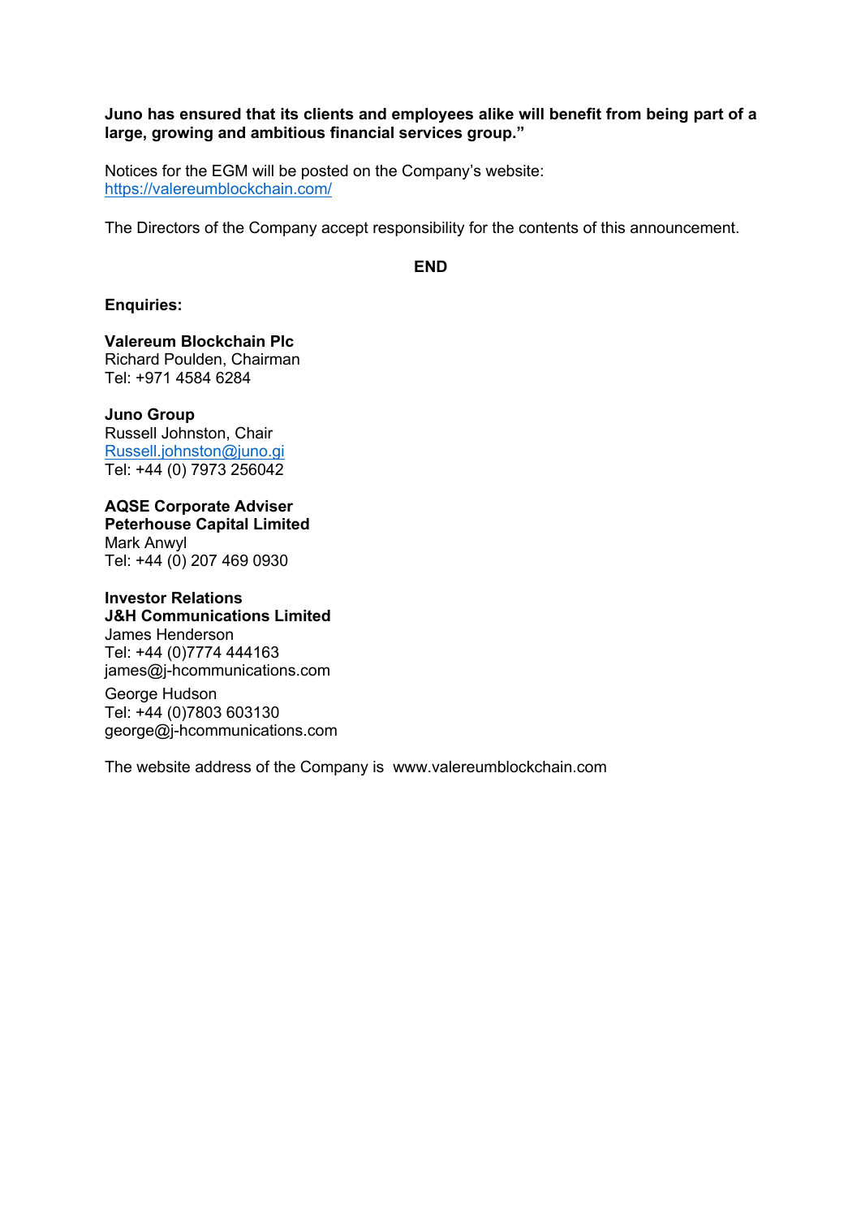**Juno has ensured that its clients and employees alike will benefit from being part of a large, growing and ambitious financial services group."**

Notices for the EGM will be posted on the Company's website:
https://valereumblockchain.com/

The Directors of the Company accept responsibility for the contents of this announcement.

**END**

**Enquiries:**

**Valereum Blockchain Plc**
Richard Poulden, Chairman
Tel: +971 4584 6284

**Juno Group**
Russell Johnston, Chair
Russell.johnston@juno.gi
Tel: +44 (0) 7973 256042

**AQSE Corporate Adviser**
**Peterhouse Capital Limited**
Mark Anwyl
Tel: +44 (0) 207 469 0930

**Investor Relations**
**J&H Communications Limited**
James Henderson
Tel: +44 (0)7774 444163
james@j-hcommunications.com

George Hudson
Tel: +44 (0)7803 603130
george@j-hcommunications.com

The website address of the Company is www.valereumblockchain.com